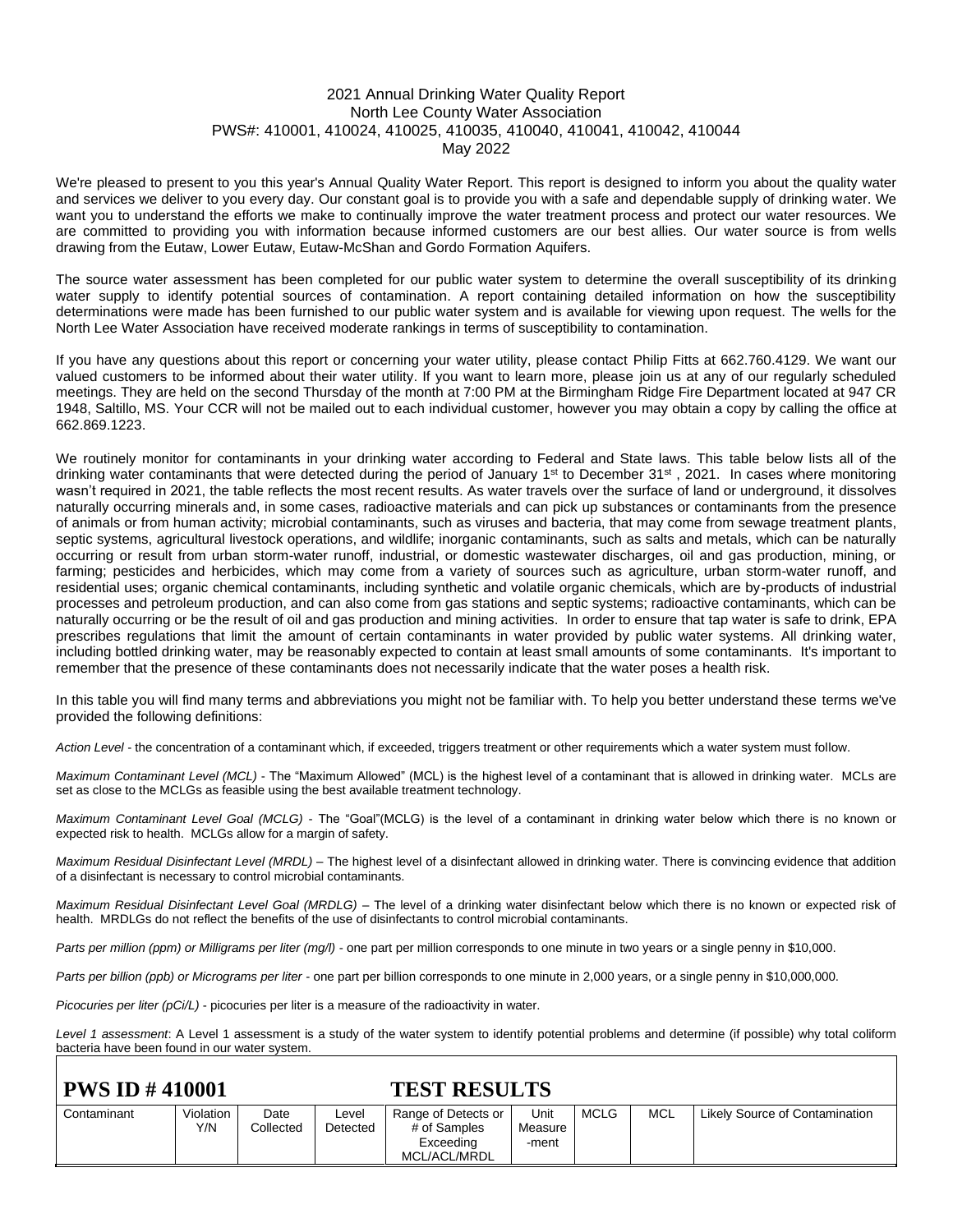2021 Annual Drinking Water Quality Report
North Lee County Water Association
PWS#: 410001, 410024, 410025, 410035, 410040, 410041, 410042, 410044
May 2022

We're pleased to present to you this year's Annual Quality Water Report. This report is designed to inform you about the quality water and services we deliver to you every day. Our constant goal is to provide you with a safe and dependable supply of drinking water. We want you to understand the efforts we make to continually improve the water treatment process and protect our water resources. We are committed to providing you with information because informed customers are our best allies. Our water source is from wells drawing from the Eutaw, Lower Eutaw, Eutaw-McShan and Gordo Formation Aquifers.

The source water assessment has been completed for our public water system to determine the overall susceptibility of its drinking water supply to identify potential sources of contamination. A report containing detailed information on how the susceptibility determinations were made has been furnished to our public water system and is available for viewing upon request. The wells for the North Lee Water Association have received moderate rankings in terms of susceptibility to contamination.

If you have any questions about this report or concerning your water utility, please contact Philip Fitts at 662.760.4129. We want our valued customers to be informed about their water utility. If you want to learn more, please join us at any of our regularly scheduled meetings. They are held on the second Thursday of the month at 7:00 PM at the Birmingham Ridge Fire Department located at 947 CR 1948, Saltillo, MS. Your CCR will not be mailed out to each individual customer, however you may obtain a copy by calling the office at 662.869.1223.

We routinely monitor for contaminants in your drinking water according to Federal and State laws. This table below lists all of the drinking water contaminants that were detected during the period of January 1st to December 31st , 2021. In cases where monitoring wasn't required in 2021, the table reflects the most recent results. As water travels over the surface of land or underground, it dissolves naturally occurring minerals and, in some cases, radioactive materials and can pick up substances or contaminants from the presence of animals or from human activity; microbial contaminants, such as viruses and bacteria, that may come from sewage treatment plants, septic systems, agricultural livestock operations, and wildlife; inorganic contaminants, such as salts and metals, which can be naturally occurring or result from urban storm-water runoff, industrial, or domestic wastewater discharges, oil and gas production, mining, or farming; pesticides and herbicides, which may come from a variety of sources such as agriculture, urban storm-water runoff, and residential uses; organic chemical contaminants, including synthetic and volatile organic chemicals, which are by-products of industrial processes and petroleum production, and can also come from gas stations and septic systems; radioactive contaminants, which can be naturally occurring or be the result of oil and gas production and mining activities. In order to ensure that tap water is safe to drink, EPA prescribes regulations that limit the amount of certain contaminants in water provided by public water systems. All drinking water, including bottled drinking water, may be reasonably expected to contain at least small amounts of some contaminants. It's important to remember that the presence of these contaminants does not necessarily indicate that the water poses a health risk.

In this table you will find many terms and abbreviations you might not be familiar with. To help you better understand these terms we've provided the following definitions:

*Action Level* - the concentration of a contaminant which, if exceeded, triggers treatment or other requirements which a water system must follow.

*Maximum Contaminant Level (MCL)* - The "Maximum Allowed" (MCL) is the highest level of a contaminant that is allowed in drinking water. MCLs are set as close to the MCLGs as feasible using the best available treatment technology.

*Maximum Contaminant Level Goal (MCLG)* - The "Goal"(MCLG) is the level of a contaminant in drinking water below which there is no known or expected risk to health. MCLGs allow for a margin of safety.

*Maximum Residual Disinfectant Level (MRDL)* – The highest level of a disinfectant allowed in drinking water. There is convincing evidence that addition of a disinfectant is necessary to control microbial contaminants.

*Maximum Residual Disinfectant Level Goal (MRDLG)* – The level of a drinking water disinfectant below which there is no known or expected risk of health. MRDLGs do not reflect the benefits of the use of disinfectants to control microbial contaminants.

*Parts per million (ppm) or Milligrams per liter (mg/l)* - one part per million corresponds to one minute in two years or a single penny in $10,000.

*Parts per billion (ppb) or Micrograms per liter* - one part per billion corresponds to one minute in 2,000 years, or a single penny in $10,000,000.

*Picocuries per liter (pCi/L)* - picocuries per liter is a measure of the radioactivity in water.

*Level 1 assessment*: A Level 1 assessment is a study of the water system to identify potential problems and determine (if possible) why total coliform bacteria have been found in our water system.

## PWS ID # 410001 TEST RESULTS

| Contaminant | Violation Y/N | Date Collected | Level Detected | Range of Detects or # of Samples Exceeding MCL/ACL/MRDL | Unit Measure -ment | MCLG | MCL | Likely Source of Contamination |
|---|---|---|---|---|---|---|---|---|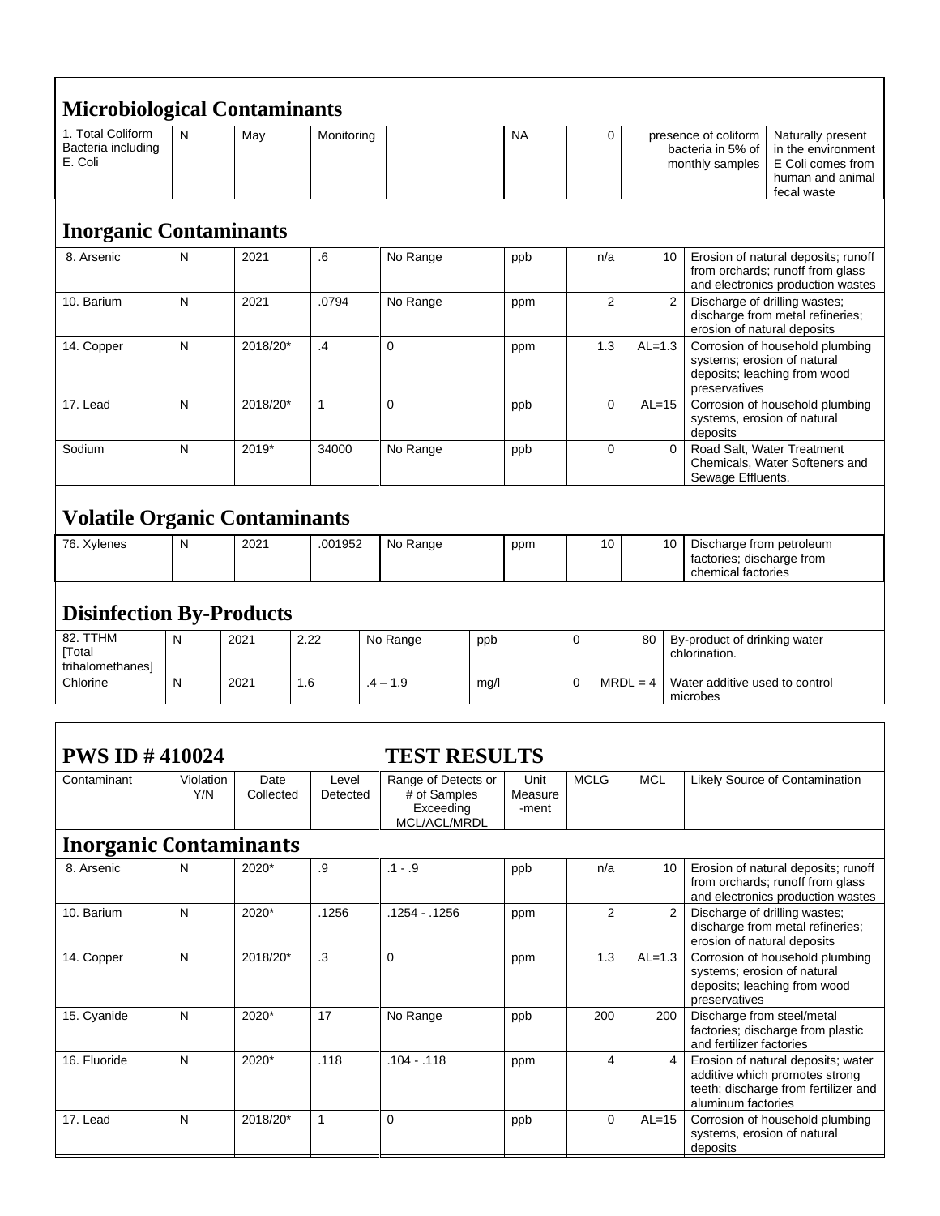## Microbiological Contaminants

| | | | | | | | | |
|---|---|---|---|---|---|---|---|---|
| 1. Total Coliform Bacteria including E. Coli | N | May | Monitoring | | NA | 0 | presence of coliform bacteria in 5% of monthly samples | Naturally present in the environment E Coli comes from human and animal fecal waste |

## Inorganic Contaminants

| | | | | | | | | |
|---|---|---|---|---|---|---|---|---|
| 8. Arsenic | N | 2021 | .6 | No Range | ppb | n/a | 10 | Erosion of natural deposits; runoff from orchards; runoff from glass and electronics production wastes |
| 10. Barium | N | 2021 | .0794 | No Range | ppm | 2 | 2 | Discharge of drilling wastes; discharge from metal refineries; erosion of natural deposits |
| 14. Copper | N | 2018/20* | .4 | 0 | ppm | 1.3 | AL=1.3 | Corrosion of household plumbing systems; erosion of natural deposits; leaching from wood preservatives |
| 17. Lead | N | 2018/20* | 1 | 0 | ppb | 0 | AL=15 | Corrosion of household plumbing systems, erosion of natural deposits |
| Sodium | N | 2019* | 34000 | No Range | ppb | 0 | 0 | Road Salt, Water Treatment Chemicals, Water Softeners and Sewage Effluents. |

## Volatile Organic Contaminants

| | | | | | | | | |
|---|---|---|---|---|---|---|---|---|
| 76. Xylenes | N | 2021 | .001952 | No Range | ppm | 10 | 10 | Discharge from petroleum factories; discharge from chemical factories |

## Disinfection By-Products

| | | | | | | | | |
|---|---|---|---|---|---|---|---|---|
| 82. TTHM [Total trihalomethanes] | N | 2021 | 2.22 | No Range | ppb | 0 | 80 | By-product of drinking water chlorination. |
| Chlorine | N | 2021 | 1.6 | .4 – 1.9 | mg/l | 0 | MRDL = 4 | Water additive used to control microbes |

## PWS ID # 410024 TEST RESULTS

| Contaminant | Violation Y/N | Date Collected | Level Detected | Range of Detects or # of Samples Exceeding MCL/ACL/MRDL | Unit Measure -ment | MCLG | MCL | Likely Source of Contamination |
|---|---|---|---|---|---|---|---|---|
| **Inorganic Contaminants** | | | | | | | | |
| 8. Arsenic | N | 2020* | .9 | .1 - .9 | ppb | n/a | 10 | Erosion of natural deposits; runoff from orchards; runoff from glass and electronics production wastes |
| 10. Barium | N | 2020* | .1256 | .1254 - .1256 | ppm | 2 | 2 | Discharge of drilling wastes; discharge from metal refineries; erosion of natural deposits |
| 14. Copper | N | 2018/20* | .3 | 0 | ppm | 1.3 | AL=1.3 | Corrosion of household plumbing systems; erosion of natural deposits; leaching from wood preservatives |
| 15. Cyanide | N | 2020* | 17 | No Range | ppb | 200 | 200 | Discharge from steel/metal factories; discharge from plastic and fertilizer factories |
| 16. Fluoride | N | 2020* | .118 | .104 - .118 | ppm | 4 | 4 | Erosion of natural deposits; water additive which promotes strong teeth; discharge from fertilizer and aluminum factories |
| 17. Lead | N | 2018/20* | 1 | 0 | ppb | 0 | AL=15 | Corrosion of household plumbing systems, erosion of natural deposits |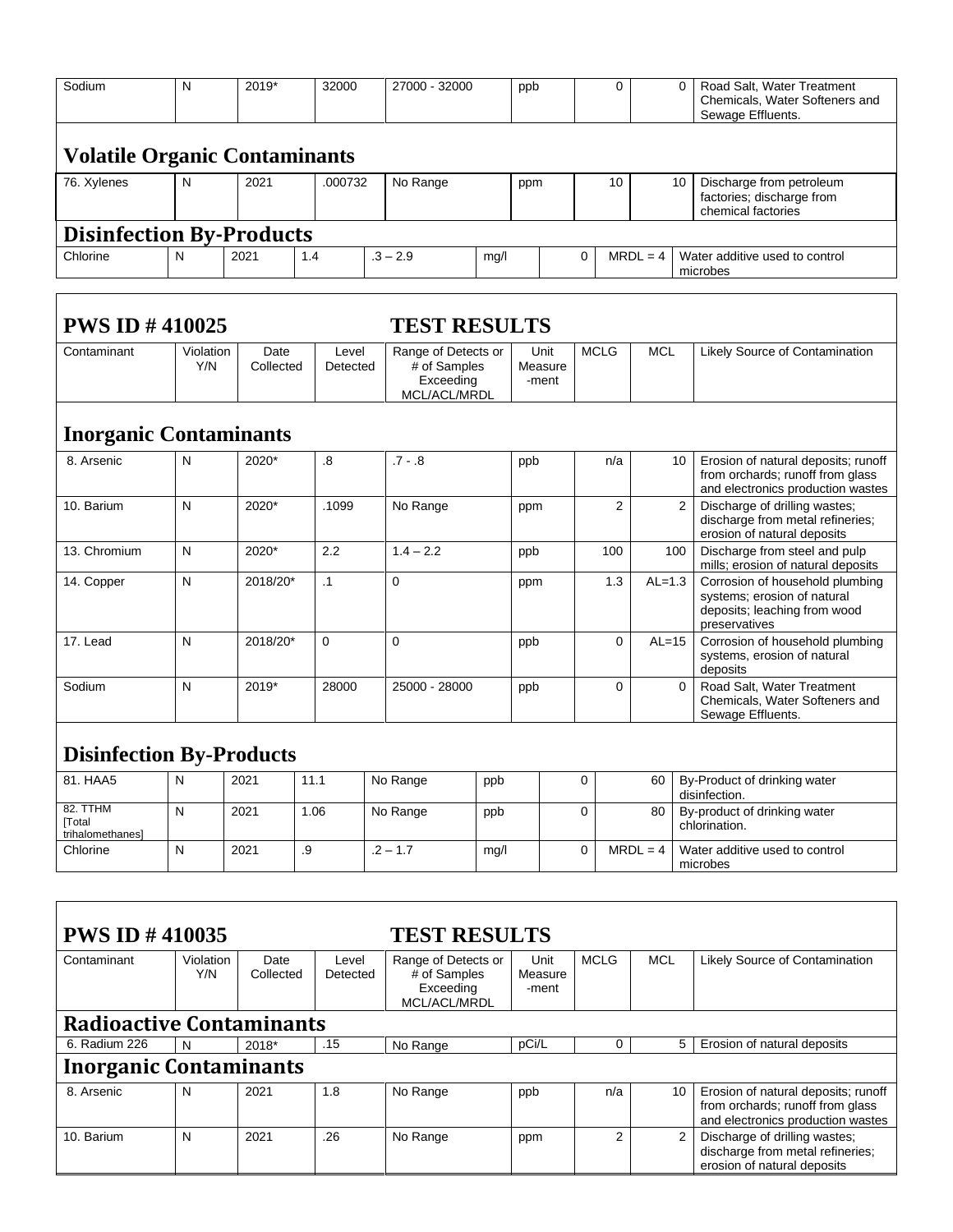| Sodium | N | 2019* | 32000 | 27000 - 32000 | ppb | 0 | 0 | Road Salt, Water Treatment Chemicals, Water Softeners and Sewage Effluents. |
|---|---|---|---|---|---|---|---|---|

## Volatile Organic Contaminants

| 76. Xylenes | N | 2021 | .000732 | No Range | ppm | 10 | 10 | Discharge from petroleum factories; discharge from chemical factories |
|---|---|---|---|---|---|---|---|---|

## Disinfection By-Products

| Chlorine | N | 2021 | 1.4 | .3 – 2.9 | mg/l | 0 | MRDL = 4 | Water additive used to control microbes |
|---|---|---|---|---|---|---|---|---|

## PWS ID # 410025 TEST RESULTS

| Contaminant | Violation Y/N | Date Collected | Level Detected | Range of Detects or # of Samples Exceeding MCL/ACL/MRDL | Unit Measure -ment | MCLG | MCL | Likely Source of Contamination |
|---|---|---|---|---|---|---|---|---|

## Inorganic Contaminants

| Contaminant | Violation Y/N | Date Collected | Level Detected | Range of Detects or # of Samples Exceeding MCL/ACL/MRDL | Unit Measure -ment | MCLG | MCL | Likely Source of Contamination |
|---|---|---|---|---|---|---|---|---|
| 8. Arsenic | N | 2020* | .8 | .7 - .8 | ppb | n/a | 10 | Erosion of natural deposits; runoff from orchards; runoff from glass and electronics production wastes |
| 10. Barium | N | 2020* | .1099 | No Range | ppm | 2 | 2 | Discharge of drilling wastes; discharge from metal refineries; erosion of natural deposits |
| 13. Chromium | N | 2020* | 2.2 | 1.4 – 2.2 | ppb | 100 | 100 | Discharge from steel and pulp mills; erosion of natural deposits |
| 14. Copper | N | 2018/20* | .1 | 0 | ppm | 1.3 | AL=1.3 | Corrosion of household plumbing systems; erosion of natural deposits; leaching from wood preservatives |
| 17. Lead | N | 2018/20* | 0 | 0 | ppb | 0 | AL=15 | Corrosion of household plumbing systems, erosion of natural deposits |
| Sodium | N | 2019* | 28000 | 25000 - 28000 | ppb | 0 | 0 | Road Salt, Water Treatment Chemicals, Water Softeners and Sewage Effluents. |

## Disinfection By-Products

| Contaminant | Violation Y/N | Date Collected | Level Detected | Range of Detects or # of Samples Exceeding MCL/ACL/MRDL | Unit Measure -ment | MCLG | MCL | Likely Source of Contamination |
|---|---|---|---|---|---|---|---|---|
| 81. HAA5 | N | 2021 | 11.1 | No Range | ppb | 0 | 60 | By-Product of drinking water disinfection. |
| 82. TTHM [Total trihalomethanes] | N | 2021 | 1.06 | No Range | ppb | 0 | 80 | By-product of drinking water chlorination. |
| Chlorine | N | 2021 | .9 | .2 – 1.7 | mg/l | 0 | MRDL = 4 | Water additive used to control microbes |

## PWS ID # 410035 TEST RESULTS

| Contaminant | Violation Y/N | Date Collected | Level Detected | Range of Detects or # of Samples Exceeding MCL/ACL/MRDL | Unit Measure -ment | MCLG | MCL | Likely Source of Contamination |
|---|---|---|---|---|---|---|---|---|

## Radioactive Contaminants

| Contaminant | Violation Y/N | Date Collected | Level Detected | Range of Detects or # of Samples Exceeding MCL/ACL/MRDL | Unit Measure -ment | MCLG | MCL | Likely Source of Contamination |
|---|---|---|---|---|---|---|---|---|
| 6. Radium 226 | N | 2018* | .15 | No Range | pCi/L | 0 | 5 | Erosion of natural deposits |

## Inorganic Contaminants

| Contaminant | Violation Y/N | Date Collected | Level Detected | Range of Detects or # of Samples Exceeding MCL/ACL/MRDL | Unit Measure -ment | MCLG | MCL | Likely Source of Contamination |
|---|---|---|---|---|---|---|---|---|
| 8. Arsenic | N | 2021 | 1.8 | No Range | ppb | n/a | 10 | Erosion of natural deposits; runoff from orchards; runoff from glass and electronics production wastes |
| 10. Barium | N | 2021 | .26 | No Range | ppm | 2 | 2 | Discharge of drilling wastes; discharge from metal refineries; erosion of natural deposits |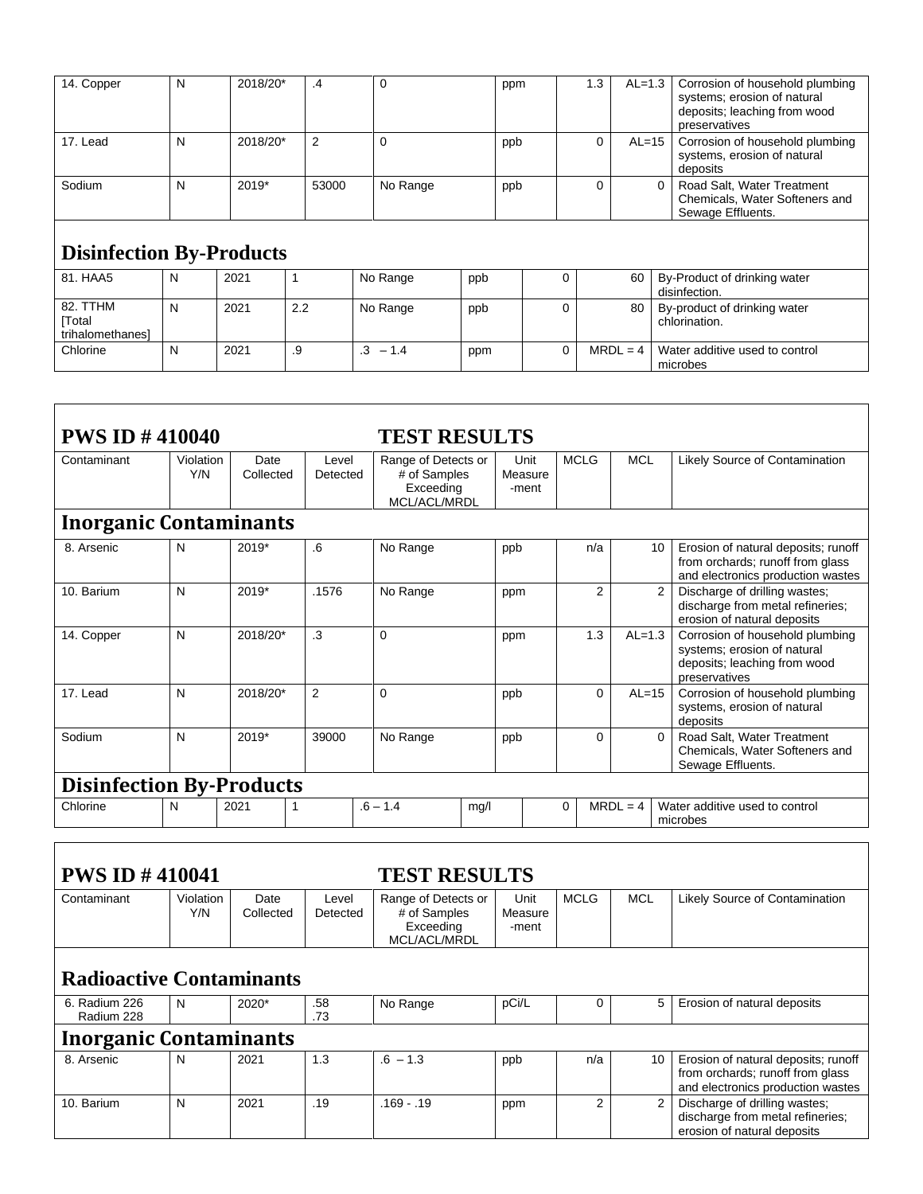| 14. Copper | N | 2018/20* | .4 | 0 | ppm | 1.3 | AL=1.3 | Corrosion of household plumbing systems; erosion of natural deposits; leaching from wood preservatives |
|---|---|---|---|---|---|---|---|---|
| 17. Lead | N | 2018/20* | 2 | 0 | ppb | 0 | AL=15 | Corrosion of household plumbing systems, erosion of natural deposits |
| Sodium | N | 2019* | 53000 | No Range | ppb | 0 | 0 | Road Salt, Water Treatment Chemicals, Water Softeners and Sewage Effluents. |
| **Disinfection By-Products** | | | | | | | | |
| 81. HAA5 | N | 2021 | 1 | No Range | ppb | 0 | 60 | By-Product of drinking water disinfection. |
| 82. TTHM [Total trihalomethanes] | N | 2021 | 2.2 | No Range | ppb | 0 | 80 | By-product of drinking water chlorination. |
| Chlorine | N | 2021 | .9 | .3 – 1.4 | ppm | 0 | MRDL = 4 | Water additive used to control microbes |

## PWS ID # 410040 TEST RESULTS

| Contaminant | Violation Y/N | Date Collected | Level Detected | Range of Detects or # of Samples Exceeding MCL/ACL/MRDL | Unit Measure -ment | MCLG | MCL | Likely Source of Contamination |
|---|---|---|---|---|---|---|---|---|
| **Inorganic Contaminants** | | | | | | | | |
| 8. Arsenic | N | 2019* | .6 | No Range | ppb | n/a | 10 | Erosion of natural deposits; runoff from orchards; runoff from glass and electronics production wastes |
| 10. Barium | N | 2019* | .1576 | No Range | ppm | 2 | 2 | Discharge of drilling wastes; discharge from metal refineries; erosion of natural deposits |
| 14. Copper | N | 2018/20* | .3 | 0 | ppm | 1.3 | AL=1.3 | Corrosion of household plumbing systems; erosion of natural deposits; leaching from wood preservatives |
| 17. Lead | N | 2018/20* | 2 | 0 | ppb | 0 | AL=15 | Corrosion of household plumbing systems, erosion of natural deposits |
| Sodium | N | 2019* | 39000 | No Range | ppb | 0 | 0 | Road Salt, Water Treatment Chemicals, Water Softeners and Sewage Effluents. |
| **Disinfection By-Products** | | | | | | | | |
| Chlorine | N | 2021 | 1 | .6 – 1.4 | mg/l | 0 | MRDL = 4 | Water additive used to control microbes |

## PWS ID # 410041 TEST RESULTS

| Contaminant | Violation Y/N | Date Collected | Level Detected | Range of Detects or # of Samples Exceeding MCL/ACL/MRDL | Unit Measure -ment | MCLG | MCL | Likely Source of Contamination |
|---|---|---|---|---|---|---|---|---|
| **Radioactive Contaminants** | | | | | | | | |
| 6. Radium 226 Radium 228 | N | 2020* | .58 .73 | No Range | pCi/L | 0 | 5 | Erosion of natural deposits |
| **Inorganic Contaminants** | | | | | | | | |
| 8. Arsenic | N | 2021 | 1.3 | .6 – 1.3 | ppb | n/a | 10 | Erosion of natural deposits; runoff from orchards; runoff from glass and electronics production wastes |
| 10. Barium | N | 2021 | .19 | .169 - .19 | ppm | 2 | 2 | Discharge of drilling wastes; discharge from metal refineries; erosion of natural deposits |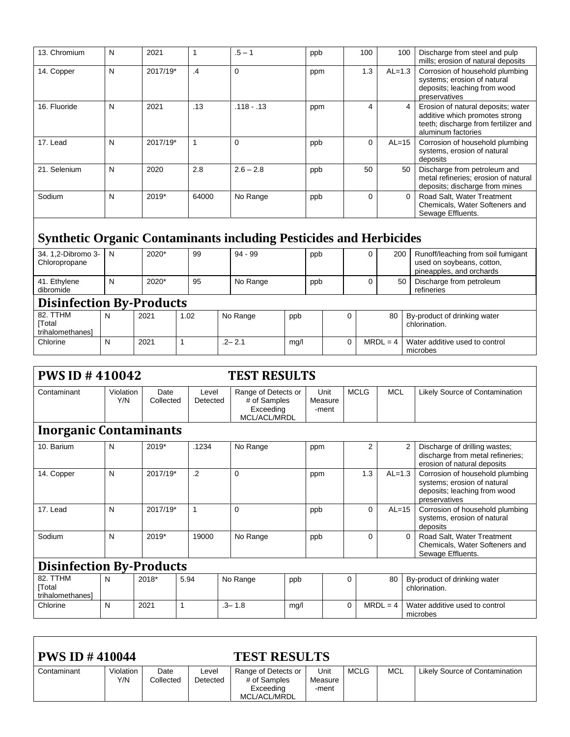| 13. Chromium | N | 2021 | 1 | .5 – 1 | ppb | 100 | 100 | Discharge from steel and pulp mills; erosion of natural deposits |
|---|---|---|---|---|---|---|---|---|
| 14. Copper | N | 2017/19* | .4 | 0 | ppm | 1.3 | AL=1.3 | Corrosion of household plumbing systems; erosion of natural deposits; leaching from wood preservatives |
| 16. Fluoride | N | 2021 | .13 | .118 - .13 | ppm | 4 | 4 | Erosion of natural deposits; water additive which promotes strong teeth; discharge from fertilizer and aluminum factories |
| 17. Lead | N | 2017/19* | 1 | 0 | ppb | 0 | AL=15 | Corrosion of household plumbing systems, erosion of natural deposits |
| 21. Selenium | N | 2020 | 2.8 | 2.6 – 2.8 | ppb | 50 | 50 | Discharge from petroleum and metal refineries; erosion of natural deposits; discharge from mines |
| Sodium | N | 2019* | 64000 | No Range | ppb | 0 | 0 | Road Salt, Water Treatment Chemicals, Water Softeners and Sewage Effluents. |

## Synthetic Organic Contaminants including Pesticides and Herbicides

| 34. 1,2-Dibromo 3-Chloropropane | N | 2020* | 99 | 94 - 99 | ppb | 0 | 200 | Runoff/leaching from soil fumigant used on soybeans, cotton, pineapples, and orchards |
|---|---|---|---|---|---|---|---|---|
| 41. Ethylene dibromide | N | 2020* | 95 | No Range | ppb | 0 | 50 | Discharge from petroleum refineries |

## Disinfection By-Products

| 82. TTHM [Total trihalomethanes] | N | 2021 | 1.02 | No Range | ppb | 0 | 80 | By-product of drinking water chlorination. |
|---|---|---|---|---|---|---|---|---|
| Chlorine | N | 2021 | 1 | .2– 2.1 | mg/l | 0 | MRDL = 4 | Water additive used to control microbes |

## PWS ID # 410042 TEST RESULTS

| Contaminant | Violation Y/N | Date Collected | Level Detected | Range of Detects or # of Samples Exceeding MCL/ACL/MRDL | Unit Measure -ment | MCLG | MCL | Likely Source of Contamination |
|---|---|---|---|---|---|---|---|---|
| **Inorganic Contaminants** | | | | | | | | |
| 10. Barium | N | 2019* | .1234 | No Range | ppm | 2 | 2 | Discharge of drilling wastes; discharge from metal refineries; erosion of natural deposits |
| 14. Copper | N | 2017/19* | .2 | 0 | ppm | 1.3 | AL=1.3 | Corrosion of household plumbing systems; erosion of natural deposits; leaching from wood preservatives |
| 17. Lead | N | 2017/19* | 1 | 0 | ppb | 0 | AL=15 | Corrosion of household plumbing systems, erosion of natural deposits |
| Sodium | N | 2019* | 19000 | No Range | ppb | 0 | 0 | Road Salt, Water Treatment Chemicals, Water Softeners and Sewage Effluents. |
| **Disinfection By-Products** | | | | | | | | |
| 82. TTHM [Total trihalomethanes] | N | 2018* | 5.94 | No Range | ppb | 0 | 80 | By-product of drinking water chlorination. |
| Chlorine | N | 2021 | 1 | .3– 1.8 | mg/l | 0 | MRDL = 4 | Water additive used to control microbes |

## PWS ID # 410044 TEST RESULTS

| Contaminant | Violation Y/N | Date Collected | Level Detected | Range of Detects or # of Samples Exceeding MCL/ACL/MRDL | Unit Measure -ment | MCLG | MCL | Likely Source of Contamination |
|---|---|---|---|---|---|---|---|---|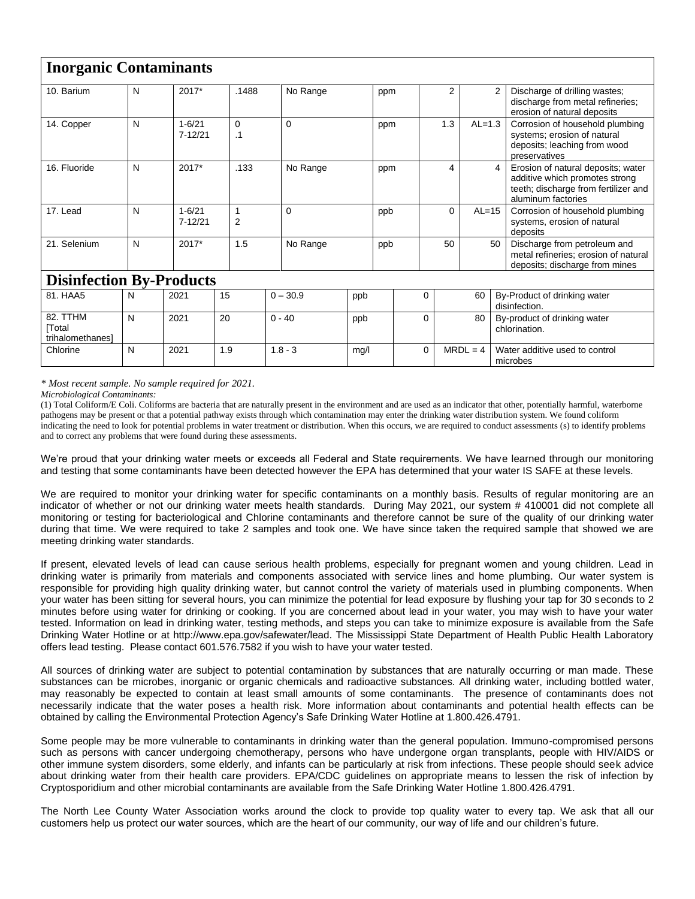| Inorganic Contaminants | | | | | | | | | |
|---|---|---|---|---|---|---|---|---|
| 10. Barium | N | 2017* | .1488 | No Range | ppm | 2 | 2 | Discharge of drilling wastes; discharge from metal refineries; erosion of natural deposits |
| 14. Copper | N | 1-6/21 7-12/21 | 0 .1 | 0 | ppm | 1.3 | AL=1.3 | Corrosion of household plumbing systems; erosion of natural deposits; leaching from wood preservatives |
| 16. Fluoride | N | 2017* | .133 | No Range | ppm | 4 | 4 | Erosion of natural deposits; water additive which promotes strong teeth; discharge from fertilizer and aluminum factories |
| 17. Lead | N | 1-6/21 7-12/21 | 1 2 | 0 | ppb | 0 | AL=15 | Corrosion of household plumbing systems, erosion of natural deposits |
| 21. Selenium | N | 2017* | 1.5 | No Range | ppb | 50 | 50 | Discharge from petroleum and metal refineries; erosion of natural deposits; discharge from mines |
| **Disinfection By-Products** | | | | | | | | |
| 81. HAA5 | N | 2021 | 15 | 0 – 30.9 | ppb | 0 | 60 | By-Product of drinking water disinfection. |
| 82. TTHM [Total trihalomethanes] | N | 2021 | 20 | 0 - 40 | ppb | 0 | 80 | By-product of drinking water chlorination. |
| Chlorine | N | 2021 | 1.9 | 1.8 - 3 | mg/l | 0 | MRDL = 4 | Water additive used to control microbes |

*\* Most recent sample. No sample required for 2021.*

*Microbiological Contaminants:*

(1) Total Coliform/E Coli. Coliforms are bacteria that are naturally present in the environment and are used as an indicator that other, potentially harmful, waterborne pathogens may be present or that a potential pathway exists through which contamination may enter the drinking water distribution system. We found coliform indicating the need to look for potential problems in water treatment or distribution. When this occurs, we are required to conduct assessments (s) to identify problems and to correct any problems that were found during these assessments.

We're proud that your drinking water meets or exceeds all Federal and State requirements. We have learned through our monitoring and testing that some contaminants have been detected however the EPA has determined that your water IS SAFE at these levels.

We are required to monitor your drinking water for specific contaminants on a monthly basis. Results of regular monitoring are an indicator of whether or not our drinking water meets health standards. During May 2021, our system # 410001 did not complete all monitoring or testing for bacteriological and Chlorine contaminants and therefore cannot be sure of the quality of our drinking water during that time. We were required to take 2 samples and took one. We have since taken the required sample that showed we are meeting drinking water standards.

If present, elevated levels of lead can cause serious health problems, especially for pregnant women and young children. Lead in drinking water is primarily from materials and components associated with service lines and home plumbing. Our water system is responsible for providing high quality drinking water, but cannot control the variety of materials used in plumbing components. When your water has been sitting for several hours, you can minimize the potential for lead exposure by flushing your tap for 30 seconds to 2 minutes before using water for drinking or cooking. If you are concerned about lead in your water, you may wish to have your water tested. Information on lead in drinking water, testing methods, and steps you can take to minimize exposure is available from the Safe Drinking Water Hotline or at http://www.epa.gov/safewater/lead. The Mississippi State Department of Health Public Health Laboratory offers lead testing. Please contact 601.576.7582 if you wish to have your water tested.

All sources of drinking water are subject to potential contamination by substances that are naturally occurring or man made. These substances can be microbes, inorganic or organic chemicals and radioactive substances. All drinking water, including bottled water, may reasonably be expected to contain at least small amounts of some contaminants. The presence of contaminants does not necessarily indicate that the water poses a health risk. More information about contaminants and potential health effects can be obtained by calling the Environmental Protection Agency's Safe Drinking Water Hotline at 1.800.426.4791.

Some people may be more vulnerable to contaminants in drinking water than the general population. Immuno-compromised persons such as persons with cancer undergoing chemotherapy, persons who have undergone organ transplants, people with HIV/AIDS or other immune system disorders, some elderly, and infants can be particularly at risk from infections. These people should seek advice about drinking water from their health care providers. EPA/CDC guidelines on appropriate means to lessen the risk of infection by Cryptosporidium and other microbial contaminants are available from the Safe Drinking Water Hotline 1.800.426.4791.

The North Lee County Water Association works around the clock to provide top quality water to every tap. We ask that all our customers help us protect our water sources, which are the heart of our community, our way of life and our children's future.